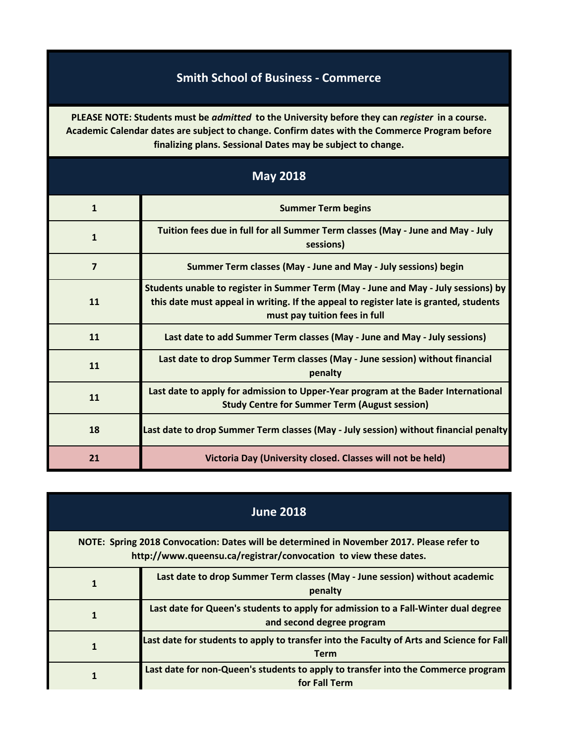# Smith School of Business - Commerce

**PLEASE NOTE: Students must be *admitted* to the University before they can *register* in a course. Academic Calendar dates are subject to change. Confirm dates with the Commerce Program before finalizing plans. Sessional Dates may be subject to change.**

## May 2018

| Date | Event |
|---|---|
| 1 | Summer Term begins |
| 1 | Tuition fees due in full for all Summer Term classes (May - June and May - July sessions) |
| 7 | Summer Term classes (May - June and May - July sessions) begin |
| 11 | Students unable to register in Summer Term (May - June and May - July sessions) by this date must appeal in writing. If the appeal to register late is granted, students must pay tuition fees in full |
| 11 | Last date to add Summer Term classes (May - June and May - July sessions) |
| 11 | Last date to drop Summer Term classes (May - June session) without financial penalty |
| 11 | Last date to apply for admission to Upper-Year program at the Bader International Study Centre for Summer Term (August session) |
| 18 | Last date to drop Summer Term classes (May - July session) without financial penalty |
| 21 | Victoria Day (University closed. Classes will not be held) |

## June 2018

**NOTE: Spring 2018 Convocation: Dates will be determined in November 2017. Please refer to http://www.queensu.ca/registrar/convocation to view these dates.**

| Date | Event |
|---|---|
| 1 | Last date to drop Summer Term classes (May - June session) without academic penalty |
| 1 | Last date for Queen's students to apply for admission to a Fall-Winter dual degree and second degree program |
| 1 | Last date for students to apply to transfer into the Faculty of Arts and Science for Fall Term |
| 1 | Last date for non-Queen's students to apply to transfer into the Commerce program for Fall Term |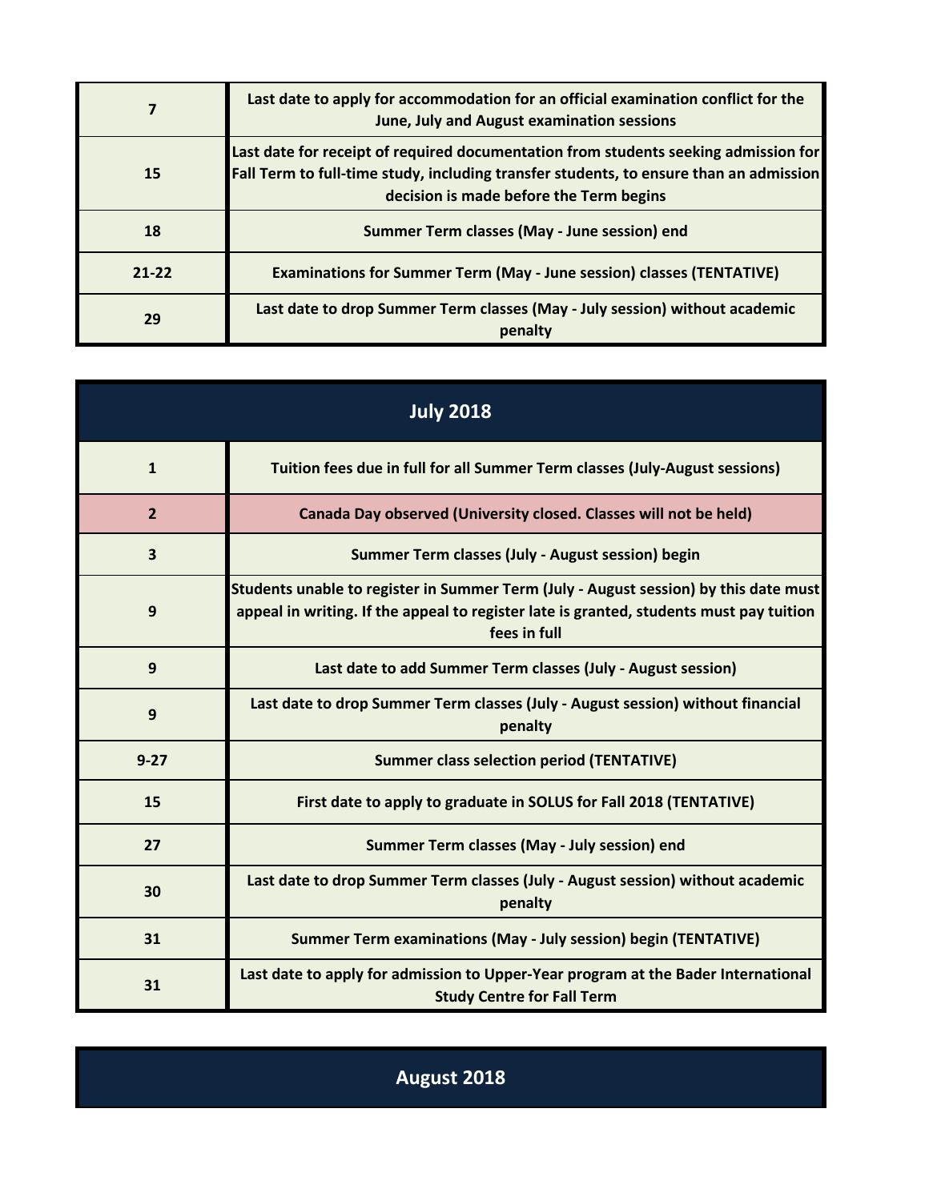| | |
|---|---|
| **7** | **Last date to apply for accommodation for an official examination conflict for the June, July and August examination sessions** |
| **15** | **Last date for receipt of required documentation from students seeking admission for Fall Term to full-time study, including transfer students, to ensure than an admission decision is made before the Term begins** |
| **18** | **Summer Term classes (May - June session) end** |
| **21-22** | **Examinations for Summer Term (May - June session) classes (TENTATIVE)** |
| **29** | **Last date to drop Summer Term classes (May - July session) without academic penalty** |

## July 2018

| | |
|---|---|
| **1** | **Tuition fees due in full for all Summer Term classes (July-August sessions)** |
| **2** | **Canada Day observed (University closed. Classes will not be held)** |
| **3** | **Summer Term classes (July - August session) begin** |
| **9** | **Students unable to register in Summer Term (July - August session) by this date must appeal in writing. If the appeal to register late is granted, students must pay tuition fees in full** |
| **9** | **Last date to add Summer Term classes (July - August session)** |
| **9** | **Last date to drop Summer Term classes (July - August session) without financial penalty** |
| **9-27** | **Summer class selection period (TENTATIVE)** |
| **15** | **First date to apply to graduate in SOLUS for Fall 2018 (TENTATIVE)** |
| **27** | **Summer Term classes (May - July session) end** |
| **30** | **Last date to drop Summer Term classes (July - August session) without academic penalty** |
| **31** | **Summer Term examinations (May - July session) begin (TENTATIVE)** |
| **31** | **Last date to apply for admission to Upper-Year program at the Bader International Study Centre for Fall Term** |

## August 2018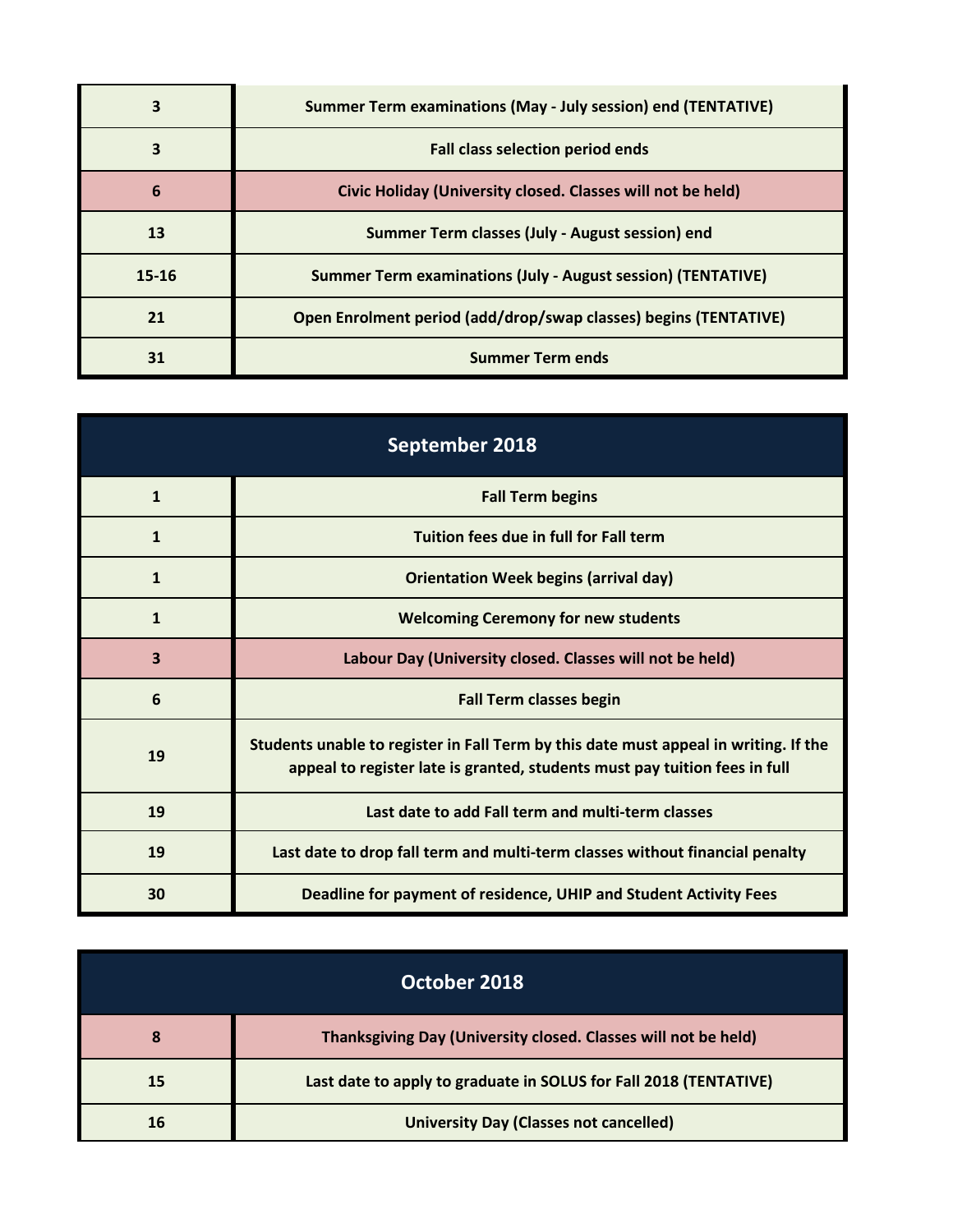| | |
|---|---|
| 3 | Summer Term examinations (May - July session) end (TENTATIVE) |
| 3 | Fall class selection period ends |
| 6 | Civic Holiday (University closed. Classes will not be held) |
| 13 | Summer Term classes (July - August session) end |
| 15-16 | Summer Term examinations (July - August session) (TENTATIVE) |
| 21 | Open Enrolment period (add/drop/swap classes) begins (TENTATIVE) |
| 31 | Summer Term ends |

## September 2018

| | |
|---|---|
| 1 | Fall Term begins |
| 1 | Tuition fees due in full for Fall term |
| 1 | Orientation Week begins (arrival day) |
| 1 | Welcoming Ceremony for new students |
| 3 | Labour Day (University closed. Classes will not be held) |
| 6 | Fall Term classes begin |
| 19 | Students unable to register in Fall Term by this date must appeal in writing. If the appeal to register late is granted, students must pay tuition fees in full |
| 19 | Last date to add Fall term and multi-term classes |
| 19 | Last date to drop fall term and multi-term classes without financial penalty |
| 30 | Deadline for payment of residence, UHIP and Student Activity Fees |

## October 2018

| | |
|---|---|
| 8 | Thanksgiving Day (University closed. Classes will not be held) |
| 15 | Last date to apply to graduate in SOLUS for Fall 2018 (TENTATIVE) |
| 16 | University Day (Classes not cancelled) |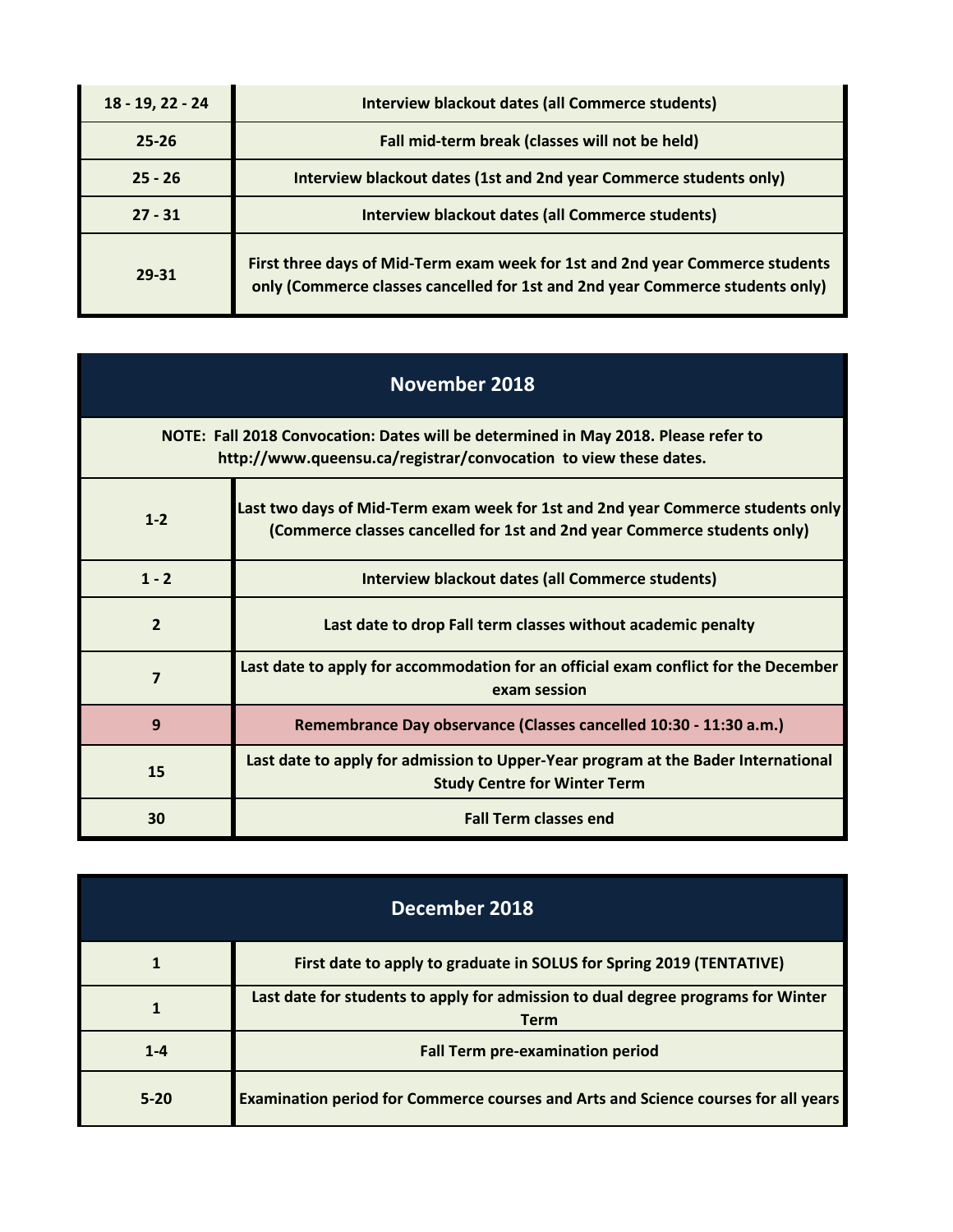| | |
|---|---|
| 18 - 19, 22 - 24 | Interview blackout dates (all Commerce students) |
| 25-26 | Fall mid-term break (classes will not be held) |
| 25 - 26 | Interview blackout dates (1st and 2nd year Commerce students only) |
| 27 - 31 | Interview blackout dates (all Commerce students) |
| 29-31 | First three days of Mid-Term exam week for 1st and 2nd year Commerce students only (Commerce classes cancelled for 1st and 2nd year Commerce students only) |

## November 2018

**NOTE: Fall 2018 Convocation: Dates will be determined in May 2018. Please refer to http://www.queensu.ca/registrar/convocation to view these dates.**

| | |
|---|---|
| 1-2 | Last two days of Mid-Term exam week for 1st and 2nd year Commerce students only (Commerce classes cancelled for 1st and 2nd year Commerce students only) |
| 1 - 2 | Interview blackout dates (all Commerce students) |
| 2 | Last date to drop Fall term classes without academic penalty |
| 7 | Last date to apply for accommodation for an official exam conflict for the December exam session |
| 9 | Remembrance Day observance (Classes cancelled 10:30 - 11:30 a.m.) |
| 15 | Last date to apply for admission to Upper-Year program at the Bader International Study Centre for Winter Term |
| 30 | Fall Term classes end |

## December 2018

| | |
|---|---|
| 1 | First date to apply to graduate in SOLUS for Spring 2019 (TENTATIVE) |
| 1 | Last date for students to apply for admission to dual degree programs for Winter Term |
| 1-4 | Fall Term pre-examination period |
| 5-20 | Examination period for Commerce courses and Arts and Science courses for all years |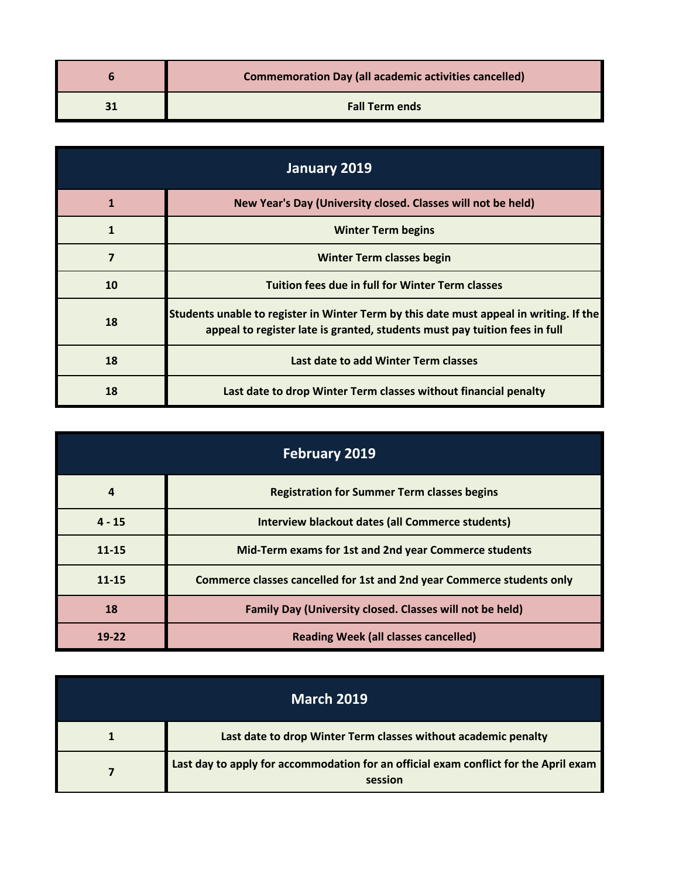| | |
|---|---|
| 6 | Commemoration Day (all academic activities cancelled) |
| 31 | Fall Term ends |

| January 2019 | |
|---|---|
| 1 | New Year's Day (University closed. Classes will not be held) |
| 1 | Winter Term begins |
| 7 | Winter Term classes begin |
| 10 | Tuition fees due in full for Winter Term classes |
| 18 | Students unable to register in Winter Term by this date must appeal in writing. If the appeal to register late is granted, students must pay tuition fees in full |
| 18 | Last date to add Winter Term classes |
| 18 | Last date to drop Winter Term classes without financial penalty |

| February 2019 | |
|---|---|
| 4 | Registration for Summer Term classes begins |
| 4 - 15 | Interview blackout dates (all Commerce students) |
| 11-15 | Mid-Term exams for 1st and 2nd year Commerce students |
| 11-15 | Commerce classes cancelled for 1st and 2nd year Commerce students only |
| 18 | Family Day (University closed. Classes will not be held) |
| 19-22 | Reading Week (all classes cancelled) |

| March 2019 | |
|---|---|
| 1 | Last date to drop Winter Term classes without academic penalty |
| 7 | Last day to apply for accommodation for an official exam conflict for the April exam session |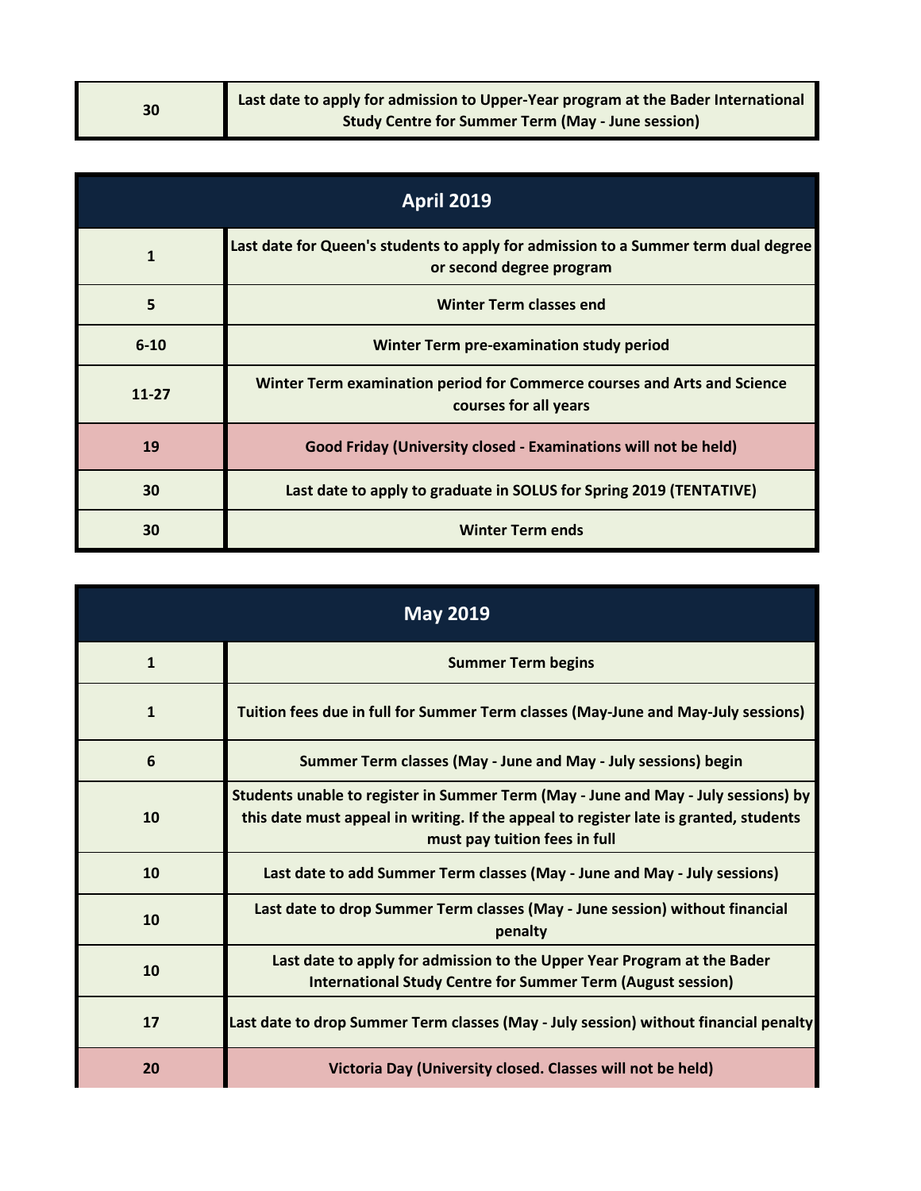| | |
|---|---|
| 30 | Last date to apply for admission to Upper-Year program at the Bader International Study Centre for Summer Term (May - June session) |

| April 2019 | |
|---|---|
| 1 | Last date for Queen's students to apply for admission to a Summer term dual degree or second degree program |
| 5 | Winter Term classes end |
| 6-10 | Winter Term pre-examination study period |
| 11-27 | Winter Term examination period for Commerce courses and Arts and Science courses for all years |
| 19 | Good Friday (University closed - Examinations will not be held) |
| 30 | Last date to apply to graduate in SOLUS for Spring 2019 (TENTATIVE) |
| 30 | Winter Term ends |

| May 2019 | |
|---|---|
| 1 | Summer Term begins |
| 1 | Tuition fees due in full for Summer Term classes (May-June and May-July sessions) |
| 6 | Summer Term classes (May - June and May - July sessions) begin |
| 10 | Students unable to register in Summer Term (May - June and May - July sessions) by this date must appeal in writing. If the appeal to register late is granted, students must pay tuition fees in full |
| 10 | Last date to add Summer Term classes (May - June and May - July sessions) |
| 10 | Last date to drop Summer Term classes (May - June session) without financial penalty |
| 10 | Last date to apply for admission to the Upper Year Program at the Bader International Study Centre for Summer Term (August session) |
| 17 | Last date to drop Summer Term classes (May - July session) without financial penalty |
| 20 | Victoria Day (University closed. Classes will not be held) |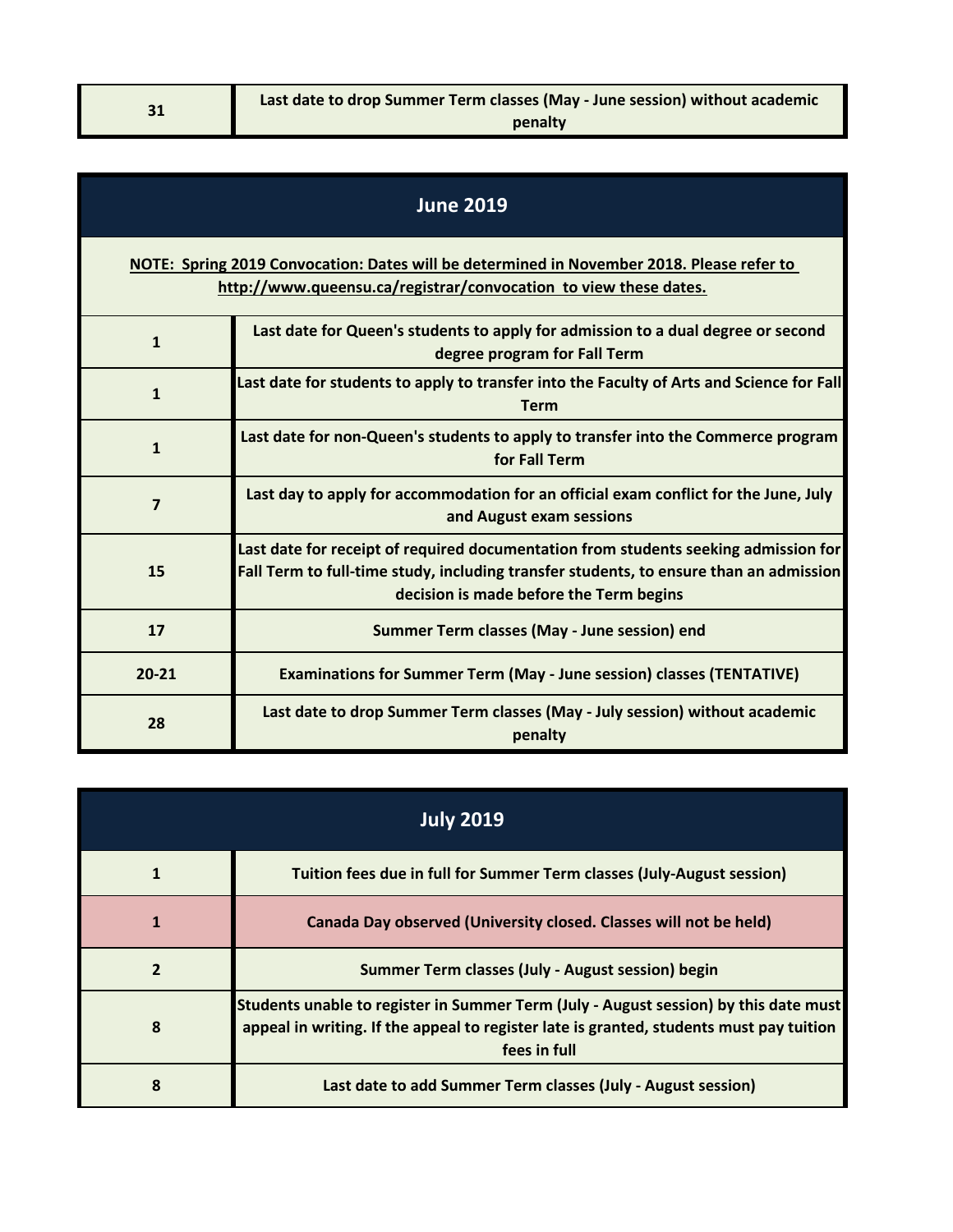| 31 | Last date to drop Summer Term classes (May - June session) without academic penalty |
|---|---|

## June 2019

**NOTE: Spring 2019 Convocation: Dates will be determined in November 2018. Please refer to http://www.queensu.ca/registrar/convocation to view these dates.**

| Date | Event |
|---|---|
| 1 | Last date for Queen's students to apply for admission to a dual degree or second degree program for Fall Term |
| 1 | Last date for students to apply to transfer into the Faculty of Arts and Science for Fall Term |
| 1 | Last date for non-Queen's students to apply to transfer into the Commerce program for Fall Term |
| 7 | Last day to apply for accommodation for an official exam conflict for the June, July and August exam sessions |
| 15 | Last date for receipt of required documentation from students seeking admission for Fall Term to full-time study, including transfer students, to ensure than an admission decision is made before the Term begins |
| 17 | Summer Term classes (May - June session) end |
| 20-21 | Examinations for Summer Term (May - June session) classes (TENTATIVE) |
| 28 | Last date to drop Summer Term classes (May - July session) without academic penalty |

## July 2019

| Date | Event |
|---|---|
| 1 | Tuition fees due in full for Summer Term classes (July-August session) |
| 1 | Canada Day observed (University closed. Classes will not be held) |
| 2 | Summer Term classes (July - August session) begin |
| 8 | Students unable to register in Summer Term (July - August session) by this date must appeal in writing. If the appeal to register late is granted, students must pay tuition fees in full |
| 8 | Last date to add Summer Term classes (July - August session) |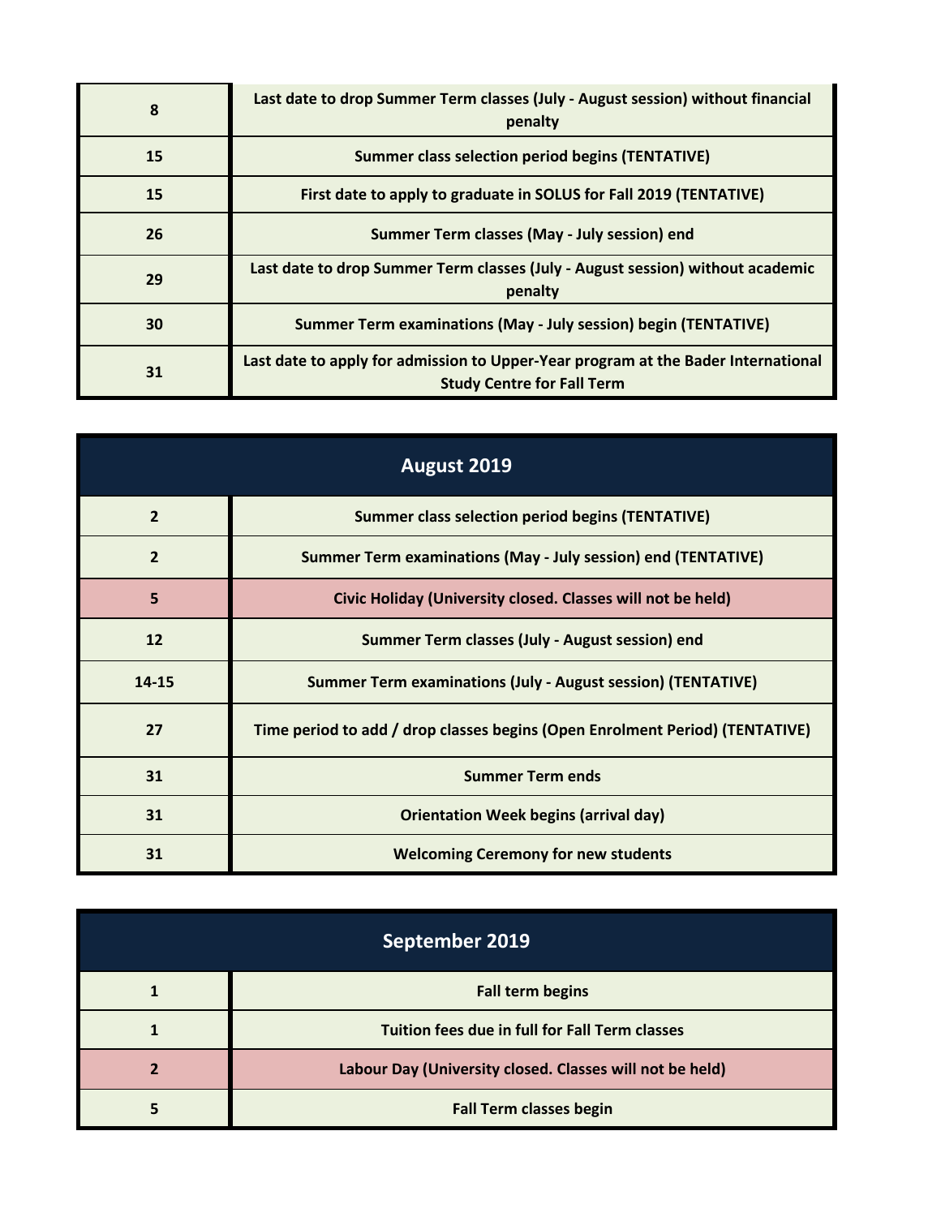| | |
|---|---|
| 8 | Last date to drop Summer Term classes (July - August session) without financial penalty |
| 15 | Summer class selection period begins (TENTATIVE) |
| 15 | First date to apply to graduate in SOLUS for Fall 2019 (TENTATIVE) |
| 26 | Summer Term classes (May - July session) end |
| 29 | Last date to drop Summer Term classes (July - August session) without academic penalty |
| 30 | Summer Term examinations (May - July session) begin (TENTATIVE) |
| 31 | Last date to apply for admission to Upper-Year program at the Bader International Study Centre for Fall Term |

| August 2019 | |
|---|---|
| 2 | Summer class selection period begins (TENTATIVE) |
| 2 | Summer Term examinations (May - July session) end (TENTATIVE) |
| 5 | Civic Holiday (University closed. Classes will not be held) |
| 12 | Summer Term classes (July - August session) end |
| 14-15 | Summer Term examinations (July - August session) (TENTATIVE) |
| 27 | Time period to add / drop classes begins (Open Enrolment Period) (TENTATIVE) |
| 31 | Summer Term ends |
| 31 | Orientation Week begins (arrival day) |
| 31 | Welcoming Ceremony for new students |

| September 2019 | |
|---|---|
| 1 | Fall term begins |
| 1 | Tuition fees due in full for Fall Term classes |
| 2 | Labour Day (University closed. Classes will not be held) |
| 5 | Fall Term classes begin |